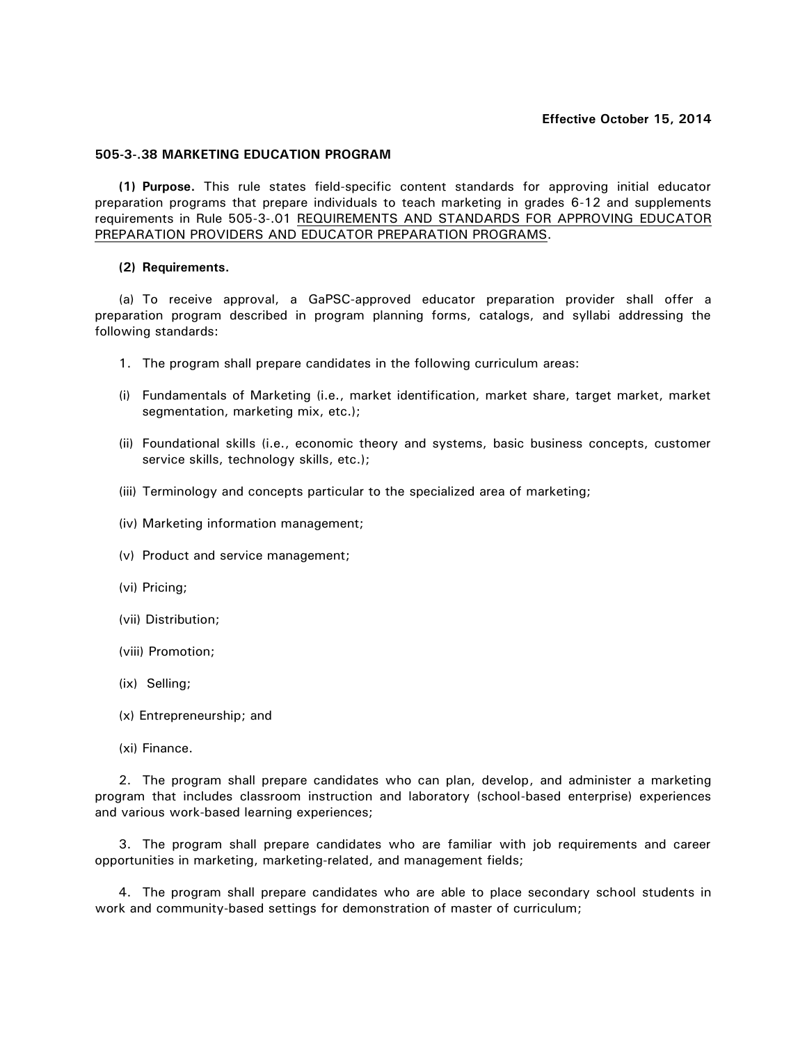**Effective October 15, 2014**

## 505-3-.38 MARKETING EDUCATION PROGRAM

**(1) Purpose.** This rule states field-specific content standards for approving initial educator preparation programs that prepare individuals to teach marketing in grades 6-12 and supplements requirements in Rule 505-3-.01 REQUIREMENTS AND STANDARDS FOR APPROVING EDUCATOR PREPARATION PROVIDERS AND EDUCATOR PREPARATION PROGRAMS.

**(2) Requirements.**

(a) To receive approval, a GaPSC-approved educator preparation provider shall offer a preparation program described in program planning forms, catalogs, and syllabi addressing the following standards:

1. The program shall prepare candidates in the following curriculum areas:

(i) Fundamentals of Marketing (i.e., market identification, market share, target market, market segmentation, marketing mix, etc.);

(ii) Foundational skills (i.e., economic theory and systems, basic business concepts, customer service skills, technology skills, etc.);

(iii) Terminology and concepts particular to the specialized area of marketing;

(iv) Marketing information management;

(v) Product and service management;

(vi) Pricing;

(vii) Distribution;

(viii) Promotion;

(ix) Selling;

(x) Entrepreneurship; and

(xi) Finance.

2. The program shall prepare candidates who can plan, develop, and administer a marketing program that includes classroom instruction and laboratory (school-based enterprise) experiences and various work-based learning experiences;

3. The program shall prepare candidates who are familiar with job requirements and career opportunities in marketing, marketing-related, and management fields;

4. The program shall prepare candidates who are able to place secondary school students in work and community-based settings for demonstration of master of curriculum;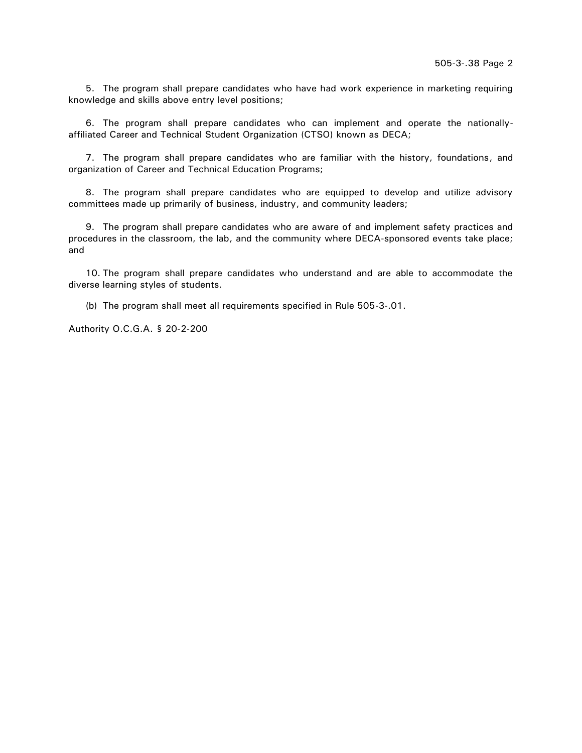5. The program shall prepare candidates who have had work experience in marketing requiring knowledge and skills above entry level positions;

6. The program shall prepare candidates who can implement and operate the nationally-affiliated Career and Technical Student Organization (CTSO) known as DECA;

7. The program shall prepare candidates who are familiar with the history, foundations, and organization of Career and Technical Education Programs;

8. The program shall prepare candidates who are equipped to develop and utilize advisory committees made up primarily of business, industry, and community leaders;

9. The program shall prepare candidates who are aware of and implement safety practices and procedures in the classroom, the lab, and the community where DECA-sponsored events take place; and

10. The program shall prepare candidates who understand and are able to accommodate the diverse learning styles of students.

(b) The program shall meet all requirements specified in Rule 505-3-.01.

Authority O.C.G.A. § 20-2-200